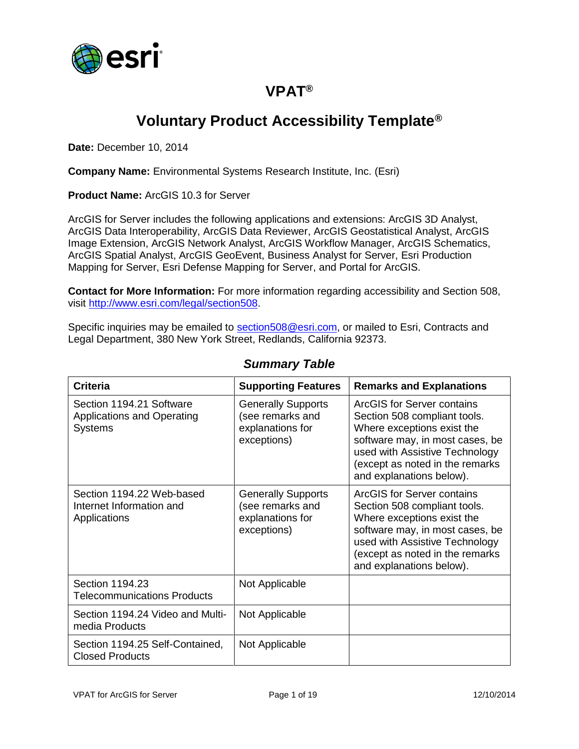# VPAT®

## Voluntary Product Accessibility Template®

**Date:** December 10, 2014

**Company Name:** Environmental Systems Research Institute, Inc. (Esri)

**Product Name:** ArcGIS 10.3 for Server

ArcGIS for Server includes the following applications and extensions: ArcGIS 3D Analyst, ArcGIS Data Interoperability, ArcGIS Data Reviewer, ArcGIS Geostatistical Analyst, ArcGIS Image Extension, ArcGIS Network Analyst, ArcGIS Workflow Manager, ArcGIS Schematics, ArcGIS Spatial Analyst, ArcGIS GeoEvent, Business Analyst for Server, Esri Production Mapping for Server, Esri Defense Mapping for Server, and Portal for ArcGIS.

**Contact for More Information:** For more information regarding accessibility and Section 508, visit [http://www.esri.com/legal/section508](http://www.esri.com/legal/section508).

Specific inquiries may be emailed to [section508@esri.com](mailto:section508@esri.com), or mailed to Esri, Contracts and Legal Department, 380 New York Street, Redlands, California 92373.

### *Summary Table*

| Criteria | Supporting Features | Remarks and Explanations |
|---|---|---|
| Section 1194.21 Software Applications and Operating Systems | Generally Supports (see remarks and explanations for exceptions) | ArcGIS for Server contains Section 508 compliant tools. Where exceptions exist the software may, in most cases, be used with Assistive Technology (except as noted in the remarks and explanations below). |
| Section 1194.22 Web-based Internet Information and Applications | Generally Supports (see remarks and explanations for exceptions) | ArcGIS for Server contains Section 508 compliant tools. Where exceptions exist the software may, in most cases, be used with Assistive Technology (except as noted in the remarks and explanations below). |
| Section 1194.23 Telecommunications Products | Not Applicable | |
| Section 1194.24 Video and Multi-media Products | Not Applicable | |
| Section 1194.25 Self-Contained, Closed Products | Not Applicable | |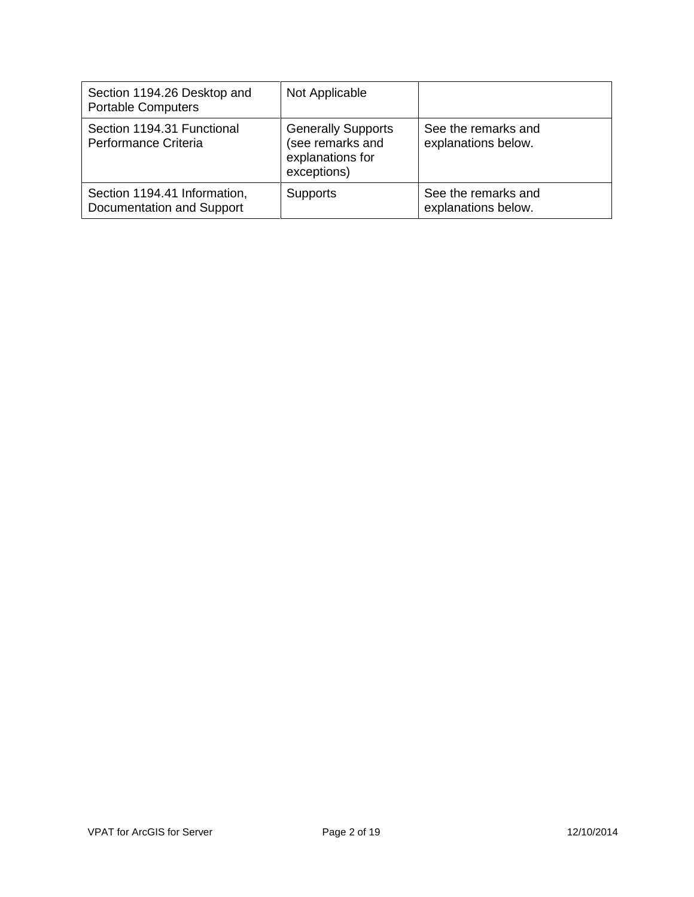| | | |
|---|---|---|
| Section 1194.26 Desktop and Portable Computers | Not Applicable | |
| Section 1194.31 Functional Performance Criteria | Generally Supports (see remarks and explanations for exceptions) | See the remarks and explanations below. |
| Section 1194.41 Information, Documentation and Support | Supports | See the remarks and explanations below. |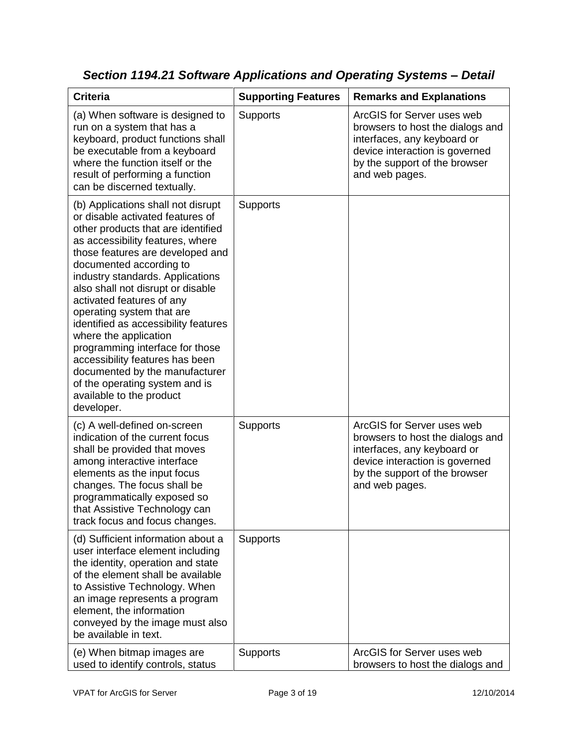## *Section 1194.21 Software Applications and Operating Systems – Detail*

| Criteria | Supporting Features | Remarks and Explanations |
| --- | --- | --- |
| (a) When software is designed to run on a system that has a keyboard, product functions shall be executable from a keyboard where the function itself or the result of performing a function can be discerned textually. | Supports | ArcGIS for Server uses web browsers to host the dialogs and interfaces, any keyboard or device interaction is governed by the support of the browser and web pages. |
| (b) Applications shall not disrupt or disable activated features of other products that are identified as accessibility features, where those features are developed and documented according to industry standards. Applications also shall not disrupt or disable activated features of any operating system that are identified as accessibility features where the application programming interface for those accessibility features has been documented by the manufacturer of the operating system and is available to the product developer. | Supports | |
| (c) A well-defined on-screen indication of the current focus shall be provided that moves among interactive interface elements as the input focus changes. The focus shall be programmatically exposed so that Assistive Technology can track focus and focus changes. | Supports | ArcGIS for Server uses web browsers to host the dialogs and interfaces, any keyboard or device interaction is governed by the support of the browser and web pages. |
| (d) Sufficient information about a user interface element including the identity, operation and state of the element shall be available to Assistive Technology. When an image represents a program element, the information conveyed by the image must also be available in text. | Supports | |
| (e) When bitmap images are used to identify controls, status | Supports | ArcGIS for Server uses web browsers to host the dialogs and |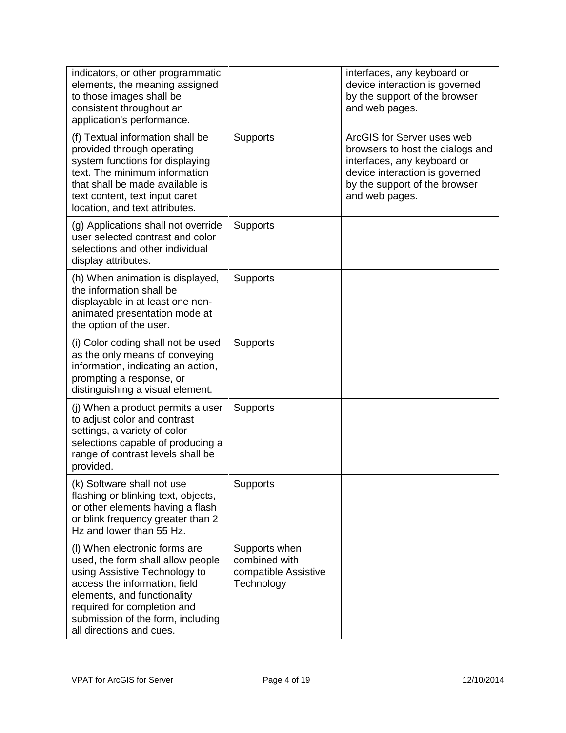| | | |
|---|---|---|
| indicators, or other programmatic elements, the meaning assigned to those images shall be consistent throughout an application's performance. | | interfaces, any keyboard or device interaction is governed by the support of the browser and web pages. |
| (f) Textual information shall be provided through operating system functions for displaying text. The minimum information that shall be made available is text content, text input caret location, and text attributes. | Supports | ArcGIS for Server uses web browsers to host the dialogs and interfaces, any keyboard or device interaction is governed by the support of the browser and web pages. |
| (g) Applications shall not override user selected contrast and color selections and other individual display attributes. | Supports | |
| (h) When animation is displayed, the information shall be displayable in at least one non-animated presentation mode at the option of the user. | Supports | |
| (i) Color coding shall not be used as the only means of conveying information, indicating an action, prompting a response, or distinguishing a visual element. | Supports | |
| (j) When a product permits a user to adjust color and contrast settings, a variety of color selections capable of producing a range of contrast levels shall be provided. | Supports | |
| (k) Software shall not use flashing or blinking text, objects, or other elements having a flash or blink frequency greater than 2 Hz and lower than 55 Hz. | Supports | |
| (l) When electronic forms are used, the form shall allow people using Assistive Technology to access the information, field elements, and functionality required for completion and submission of the form, including all directions and cues. | Supports when combined with compatible Assistive Technology | |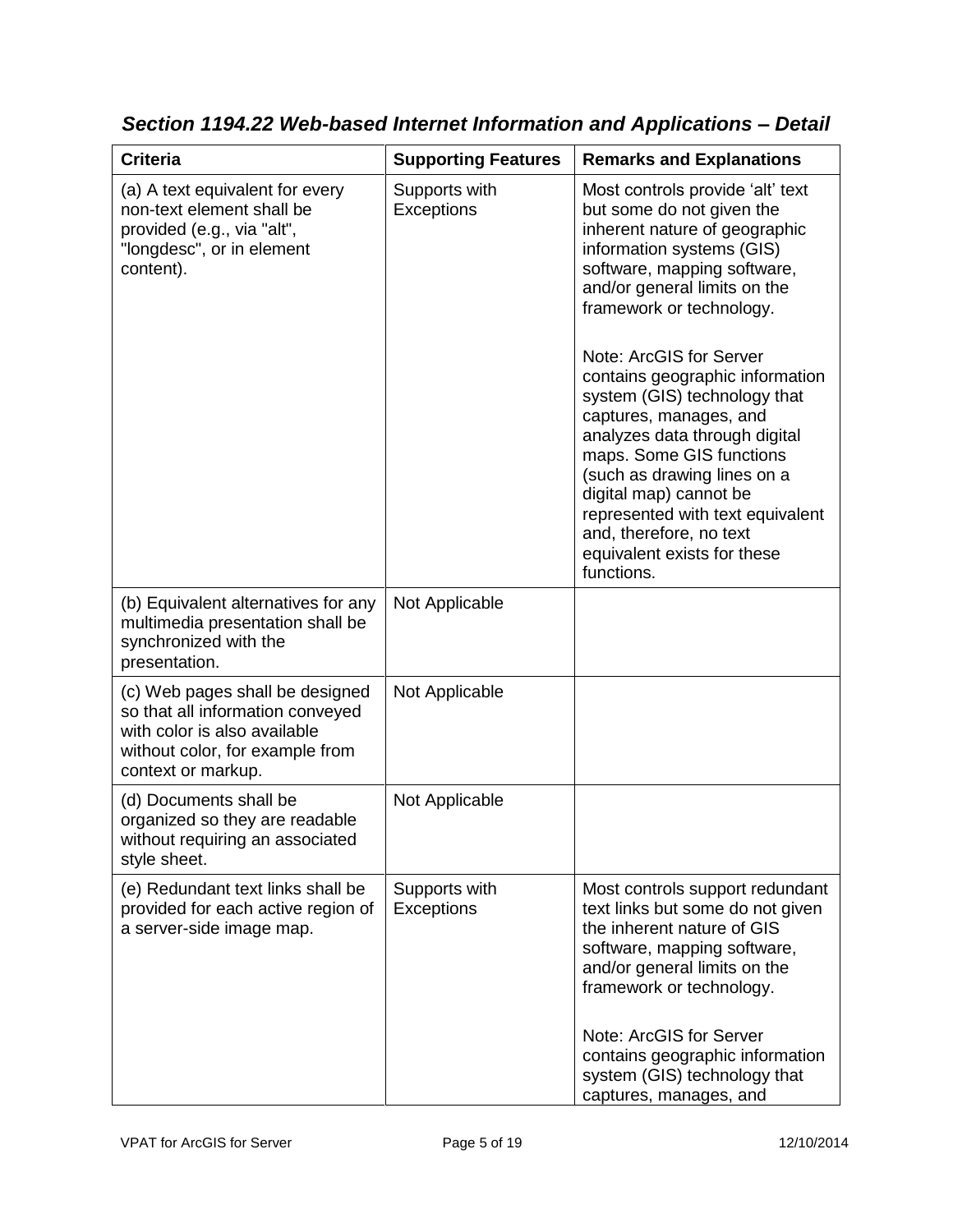### *Section 1194.22 Web-based Internet Information and Applications – Detail*

| Criteria | Supporting Features | Remarks and Explanations |
|---|---|---|
| (a) A text equivalent for every non-text element shall be provided (e.g., via "alt", "longdesc", or in element content). | Supports with Exceptions | Most controls provide 'alt' text but some do not given the inherent nature of geographic information systems (GIS) software, mapping software, and/or general limits on the framework or technology.<br><br>Note: ArcGIS for Server contains geographic information system (GIS) technology that captures, manages, and analyzes data through digital maps. Some GIS functions (such as drawing lines on a digital map) cannot be represented with text equivalent and, therefore, no text equivalent exists for these functions. |
| (b) Equivalent alternatives for any multimedia presentation shall be synchronized with the presentation. | Not Applicable | |
| (c) Web pages shall be designed so that all information conveyed with color is also available without color, for example from context or markup. | Not Applicable | |
| (d) Documents shall be organized so they are readable without requiring an associated style sheet. | Not Applicable | |
| (e) Redundant text links shall be provided for each active region of a server-side image map. | Supports with Exceptions | Most controls support redundant text links but some do not given the inherent nature of GIS software, mapping software, and/or general limits on the framework or technology.<br><br>Note: ArcGIS for Server contains geographic information system (GIS) technology that captures, manages, and |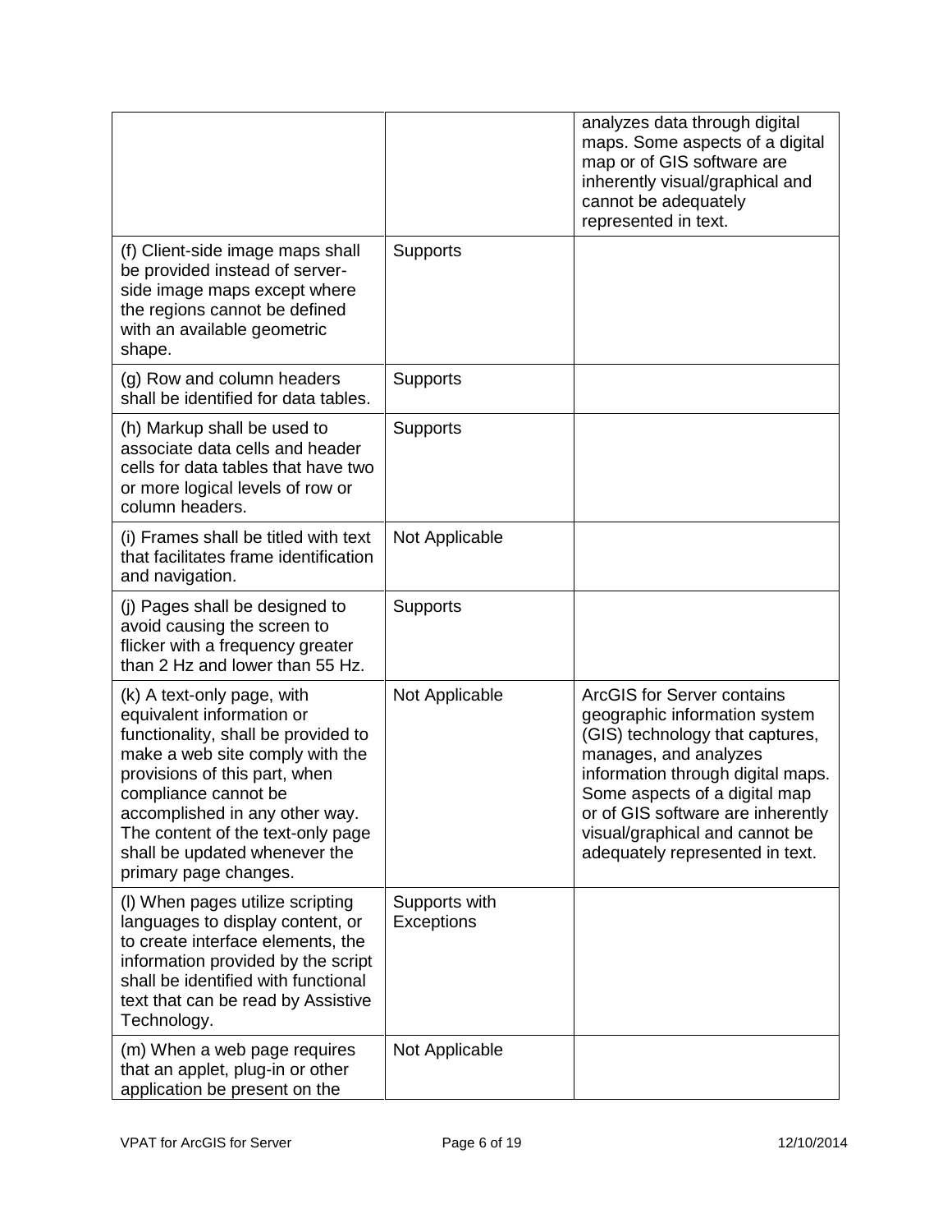| | | |
|---|---|---|
| | | analyzes data through digital maps. Some aspects of a digital map or of GIS software are inherently visual/graphical and cannot be adequately represented in text. |
| (f) Client-side image maps shall be provided instead of server-side image maps except where the regions cannot be defined with an available geometric shape. | Supports | |
| (g) Row and column headers shall be identified for data tables. | Supports | |
| (h) Markup shall be used to associate data cells and header cells for data tables that have two or more logical levels of row or column headers. | Supports | |
| (i) Frames shall be titled with text that facilitates frame identification and navigation. | Not Applicable | |
| (j) Pages shall be designed to avoid causing the screen to flicker with a frequency greater than 2 Hz and lower than 55 Hz. | Supports | |
| (k) A text-only page, with equivalent information or functionality, shall be provided to make a web site comply with the provisions of this part, when compliance cannot be accomplished in any other way. The content of the text-only page shall be updated whenever the primary page changes. | Not Applicable | ArcGIS for Server contains geographic information system (GIS) technology that captures, manages, and analyzes information through digital maps. Some aspects of a digital map or of GIS software are inherently visual/graphical and cannot be adequately represented in text. |
| (l) When pages utilize scripting languages to display content, or to create interface elements, the information provided by the script shall be identified with functional text that can be read by Assistive Technology. | Supports with Exceptions | |
| (m) When a web page requires that an applet, plug-in or other application be present on the | Not Applicable | |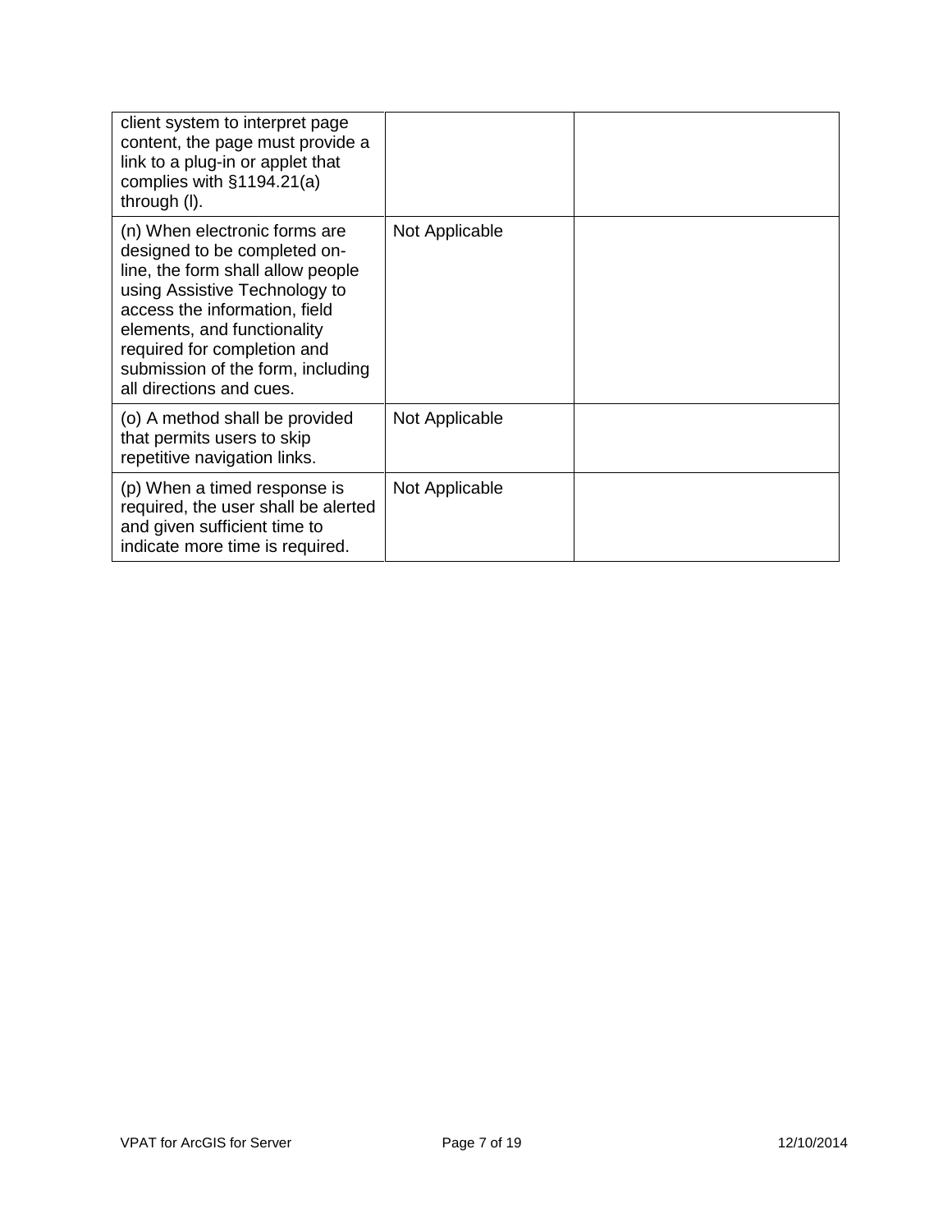| | | |
|---|---|---|
| client system to interpret page content, the page must provide a link to a plug-in or applet that complies with §1194.21(a) through (l). | | |
| (n) When electronic forms are designed to be completed on-line, the form shall allow people using Assistive Technology to access the information, field elements, and functionality required for completion and submission of the form, including all directions and cues. | Not Applicable | |
| (o) A method shall be provided that permits users to skip repetitive navigation links. | Not Applicable | |
| (p) When a timed response is required, the user shall be alerted and given sufficient time to indicate more time is required. | Not Applicable | |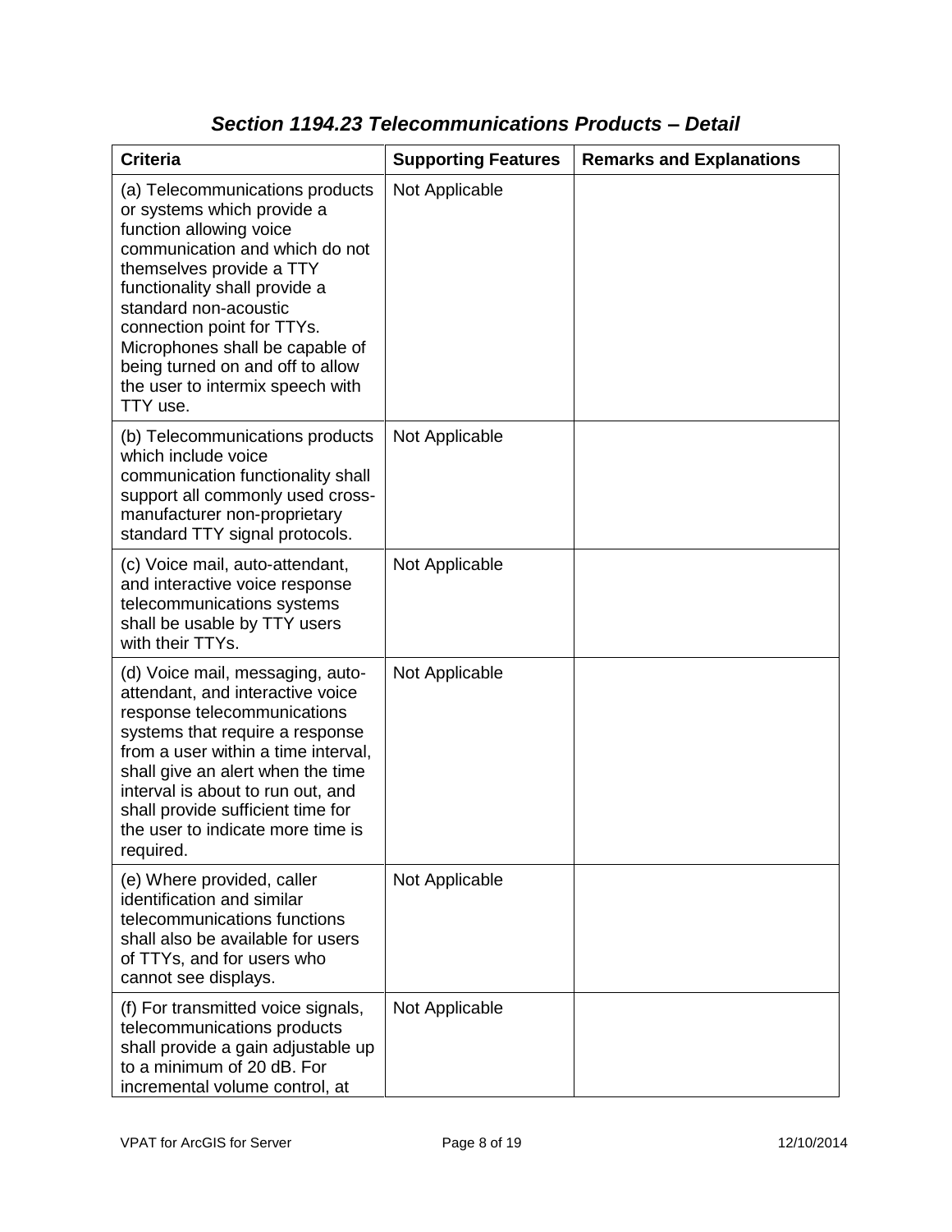## *Section 1194.23 Telecommunications Products – Detail*

| Criteria | Supporting Features | Remarks and Explanations |
|---|---|---|
| (a) Telecommunications products or systems which provide a function allowing voice communication and which do not themselves provide a TTY functionality shall provide a standard non-acoustic connection point for TTYs. Microphones shall be capable of being turned on and off to allow the user to intermix speech with TTY use. | Not Applicable | |
| (b) Telecommunications products which include voice communication functionality shall support all commonly used cross-manufacturer non-proprietary standard TTY signal protocols. | Not Applicable | |
| (c) Voice mail, auto-attendant, and interactive voice response telecommunications systems shall be usable by TTY users with their TTYs. | Not Applicable | |
| (d) Voice mail, messaging, auto-attendant, and interactive voice response telecommunications systems that require a response from a user within a time interval, shall give an alert when the time interval is about to run out, and shall provide sufficient time for the user to indicate more time is required. | Not Applicable | |
| (e) Where provided, caller identification and similar telecommunications functions shall also be available for users of TTYs, and for users who cannot see displays. | Not Applicable | |
| (f) For transmitted voice signals, telecommunications products shall provide a gain adjustable up to a minimum of 20 dB. For incremental volume control, at | Not Applicable | |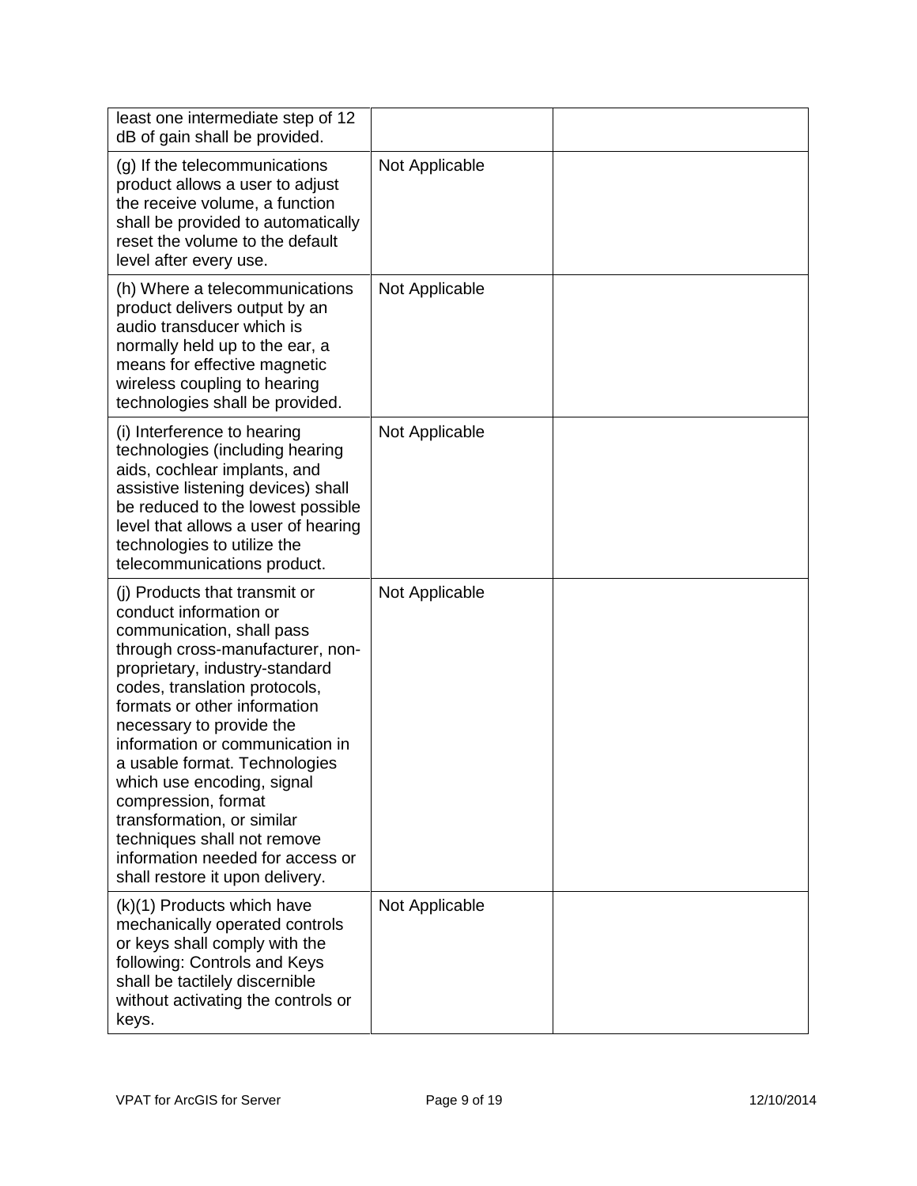| | | |
|---|---|---|
| least one intermediate step of 12 dB of gain shall be provided. | | |
| (g) If the telecommunications product allows a user to adjust the receive volume, a function shall be provided to automatically reset the volume to the default level after every use. | Not Applicable | |
| (h) Where a telecommunications product delivers output by an audio transducer which is normally held up to the ear, a means for effective magnetic wireless coupling to hearing technologies shall be provided. | Not Applicable | |
| (i) Interference to hearing technologies (including hearing aids, cochlear implants, and assistive listening devices) shall be reduced to the lowest possible level that allows a user of hearing technologies to utilize the telecommunications product. | Not Applicable | |
| (j) Products that transmit or conduct information or communication, shall pass through cross-manufacturer, non-proprietary, industry-standard codes, translation protocols, formats or other information necessary to provide the information or communication in a usable format. Technologies which use encoding, signal compression, format transformation, or similar techniques shall not remove information needed for access or shall restore it upon delivery. | Not Applicable | |
| (k)(1) Products which have mechanically operated controls or keys shall comply with the following: Controls and Keys shall be tactilely discernible without activating the controls or keys. | Not Applicable | |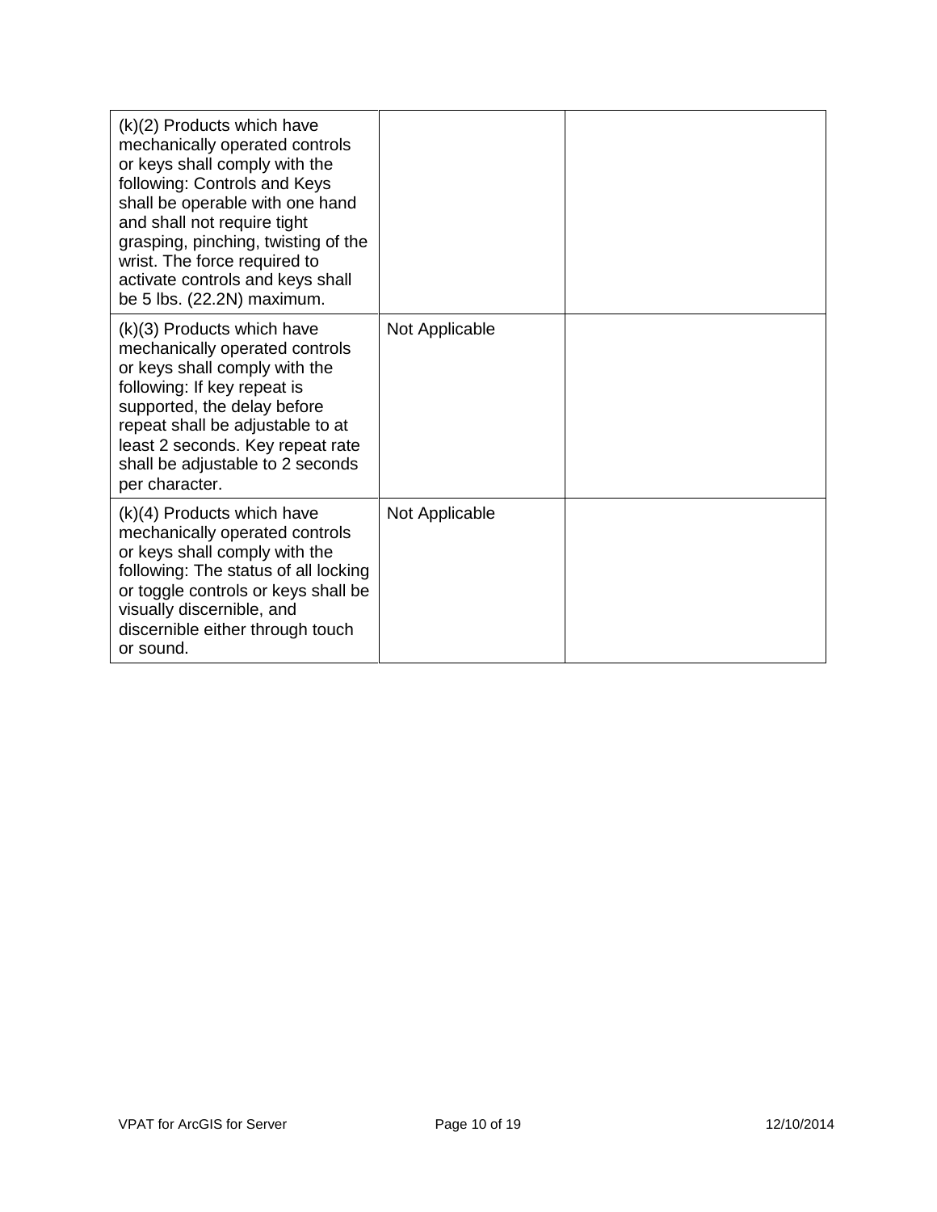| | | |
|---|---|---|
| (k)(2) Products which have mechanically operated controls or keys shall comply with the following: Controls and Keys shall be operable with one hand and shall not require tight grasping, pinching, twisting of the wrist. The force required to activate controls and keys shall be 5 lbs. (22.2N) maximum. | | |
| (k)(3) Products which have mechanically operated controls or keys shall comply with the following: If key repeat is supported, the delay before repeat shall be adjustable to at least 2 seconds. Key repeat rate shall be adjustable to 2 seconds per character. | Not Applicable | |
| (k)(4) Products which have mechanically operated controls or keys shall comply with the following: The status of all locking or toggle controls or keys shall be visually discernible, and discernible either through touch or sound. | Not Applicable | |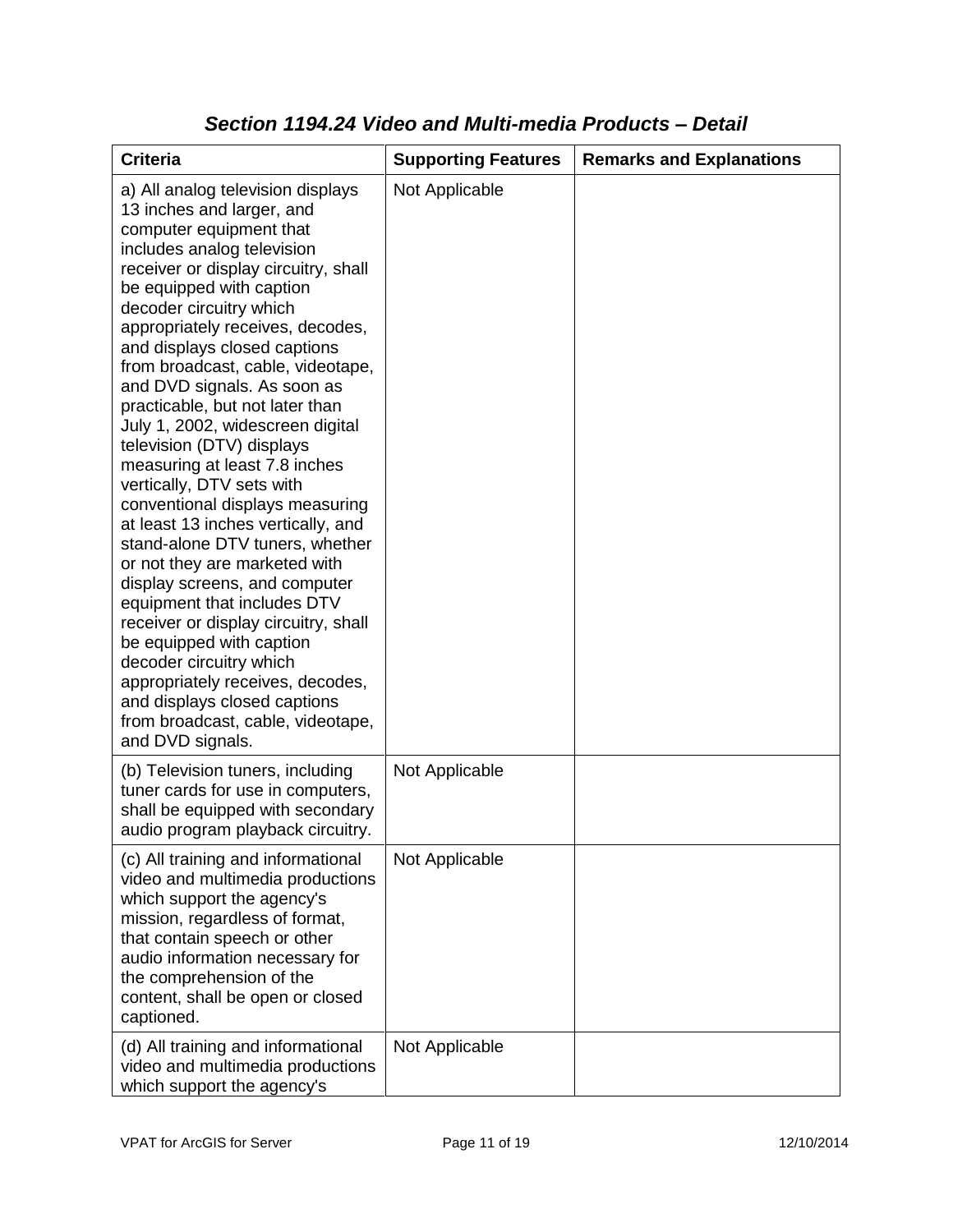### *Section 1194.24 Video and Multi-media Products – Detail*

| Criteria | Supporting Features | Remarks and Explanations |
|---|---|---|
| a) All analog television displays 13 inches and larger, and computer equipment that includes analog television receiver or display circuitry, shall be equipped with caption decoder circuitry which appropriately receives, decodes, and displays closed captions from broadcast, cable, videotape, and DVD signals. As soon as practicable, but not later than July 1, 2002, widescreen digital television (DTV) displays measuring at least 7.8 inches vertically, DTV sets with conventional displays measuring at least 13 inches vertically, and stand-alone DTV tuners, whether or not they are marketed with display screens, and computer equipment that includes DTV receiver or display circuitry, shall be equipped with caption decoder circuitry which appropriately receives, decodes, and displays closed captions from broadcast, cable, videotape, and DVD signals. | Not Applicable | |
| (b) Television tuners, including tuner cards for use in computers, shall be equipped with secondary audio program playback circuitry. | Not Applicable | |
| (c) All training and informational video and multimedia productions which support the agency's mission, regardless of format, that contain speech or other audio information necessary for the comprehension of the content, shall be open or closed captioned. | Not Applicable | |
| (d) All training and informational video and multimedia productions which support the agency's | Not Applicable | |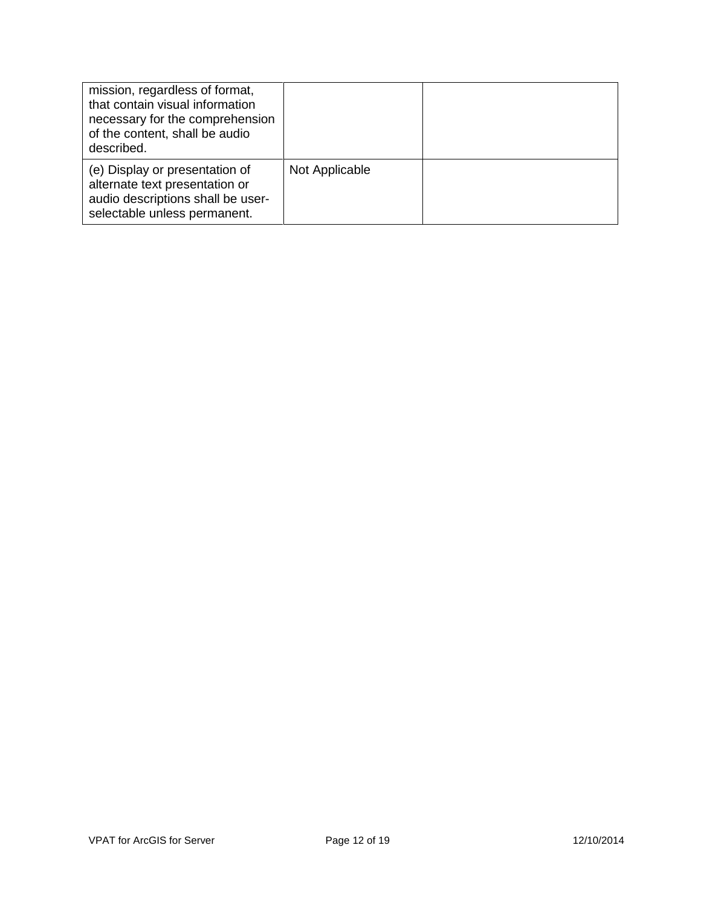| | | |
|---|---|---|
| mission, regardless of format, that contain visual information necessary for the comprehension of the content, shall be audio described. | | |
| (e) Display or presentation of alternate text presentation or audio descriptions shall be user-selectable unless permanent. | Not Applicable | |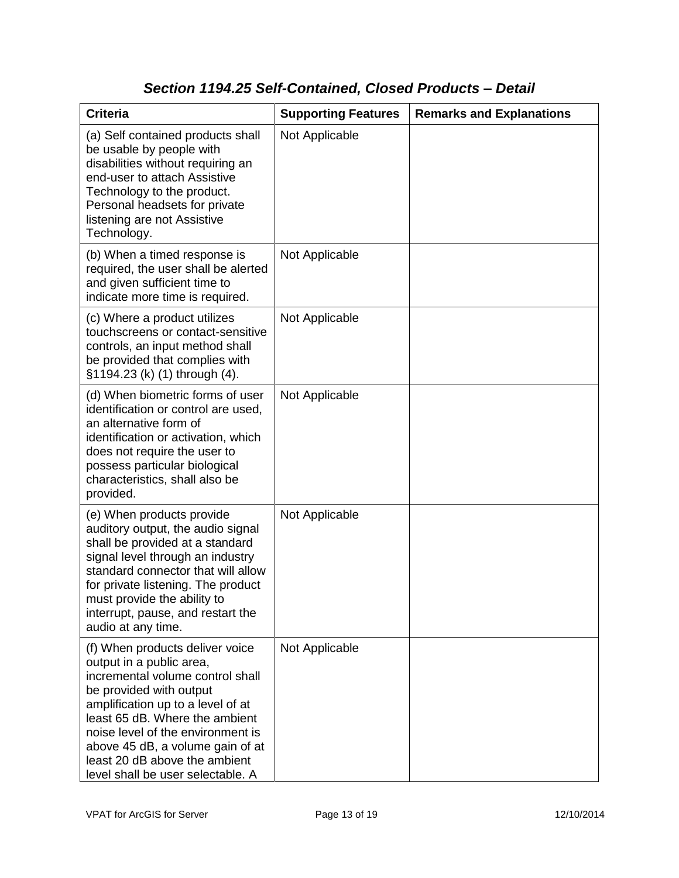### *Section 1194.25 Self-Contained, Closed Products – Detail*

| Criteria | Supporting Features | Remarks and Explanations |
|---|---|---|
| (a) Self contained products shall be usable by people with disabilities without requiring an end-user to attach Assistive Technology to the product. Personal headsets for private listening are not Assistive Technology. | Not Applicable | |
| (b) When a timed response is required, the user shall be alerted and given sufficient time to indicate more time is required. | Not Applicable | |
| (c) Where a product utilizes touchscreens or contact-sensitive controls, an input method shall be provided that complies with §1194.23 (k) (1) through (4). | Not Applicable | |
| (d) When biometric forms of user identification or control are used, an alternative form of identification or activation, which does not require the user to possess particular biological characteristics, shall also be provided. | Not Applicable | |
| (e) When products provide auditory output, the audio signal shall be provided at a standard signal level through an industry standard connector that will allow for private listening. The product must provide the ability to interrupt, pause, and restart the audio at any time. | Not Applicable | |
| (f) When products deliver voice output in a public area, incremental volume control shall be provided with output amplification up to a level of at least 65 dB. Where the ambient noise level of the environment is above 45 dB, a volume gain of at least 20 dB above the ambient level shall be user selectable. A | Not Applicable | |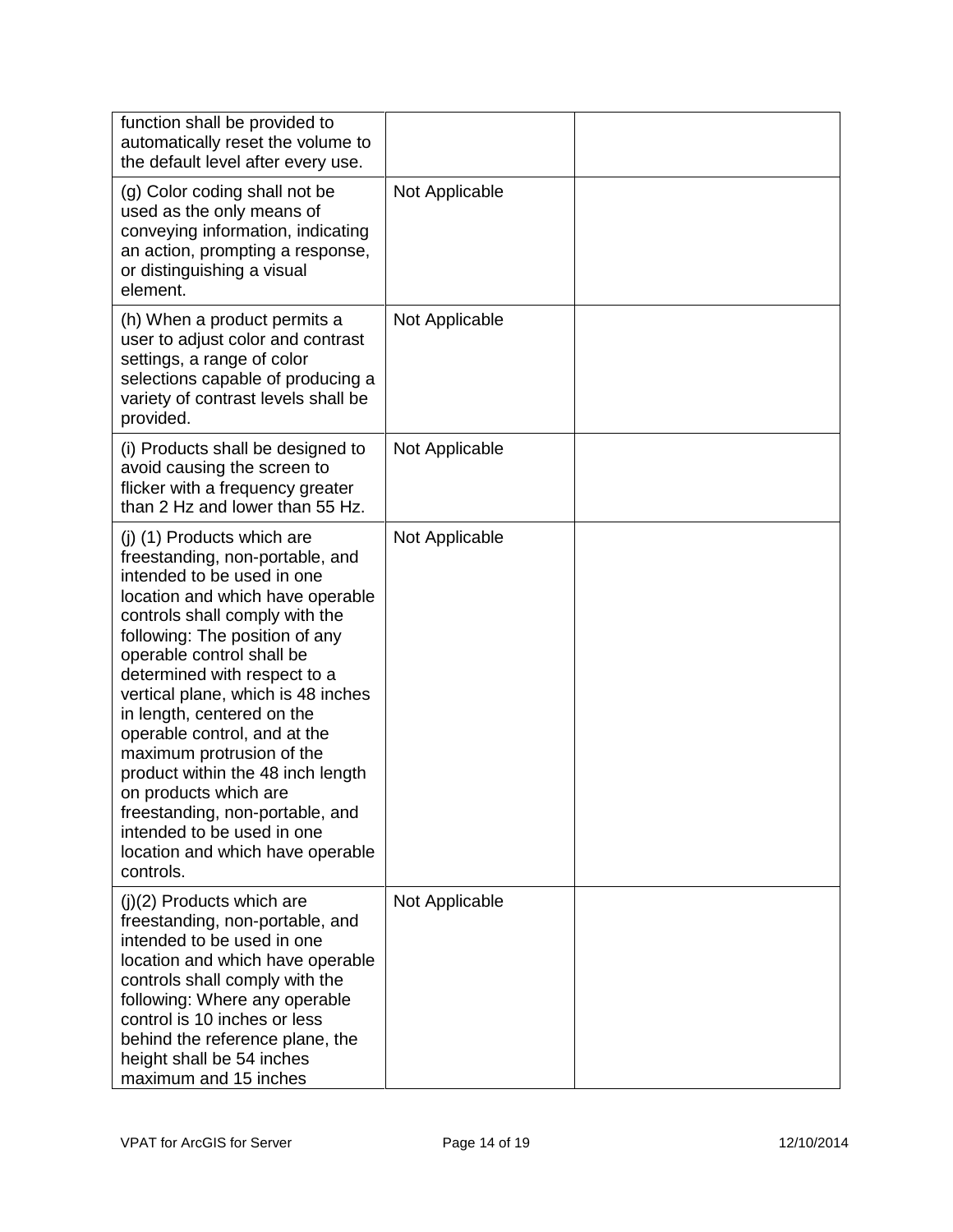| | | |
|---|---|---|
| function shall be provided to automatically reset the volume to the default level after every use. | | |
| (g) Color coding shall not be used as the only means of conveying information, indicating an action, prompting a response, or distinguishing a visual element. | Not Applicable | |
| (h) When a product permits a user to adjust color and contrast settings, a range of color selections capable of producing a variety of contrast levels shall be provided. | Not Applicable | |
| (i) Products shall be designed to avoid causing the screen to flicker with a frequency greater than 2 Hz and lower than 55 Hz. | Not Applicable | |
| (j) (1) Products which are freestanding, non-portable, and intended to be used in one location and which have operable controls shall comply with the following: The position of any operable control shall be determined with respect to a vertical plane, which is 48 inches in length, centered on the operable control, and at the maximum protrusion of the product within the 48 inch length on products which are freestanding, non-portable, and intended to be used in one location and which have operable controls. | Not Applicable | |
| (j)(2) Products which are freestanding, non-portable, and intended to be used in one location and which have operable controls shall comply with the following: Where any operable control is 10 inches or less behind the reference plane, the height shall be 54 inches maximum and 15 inches | Not Applicable | |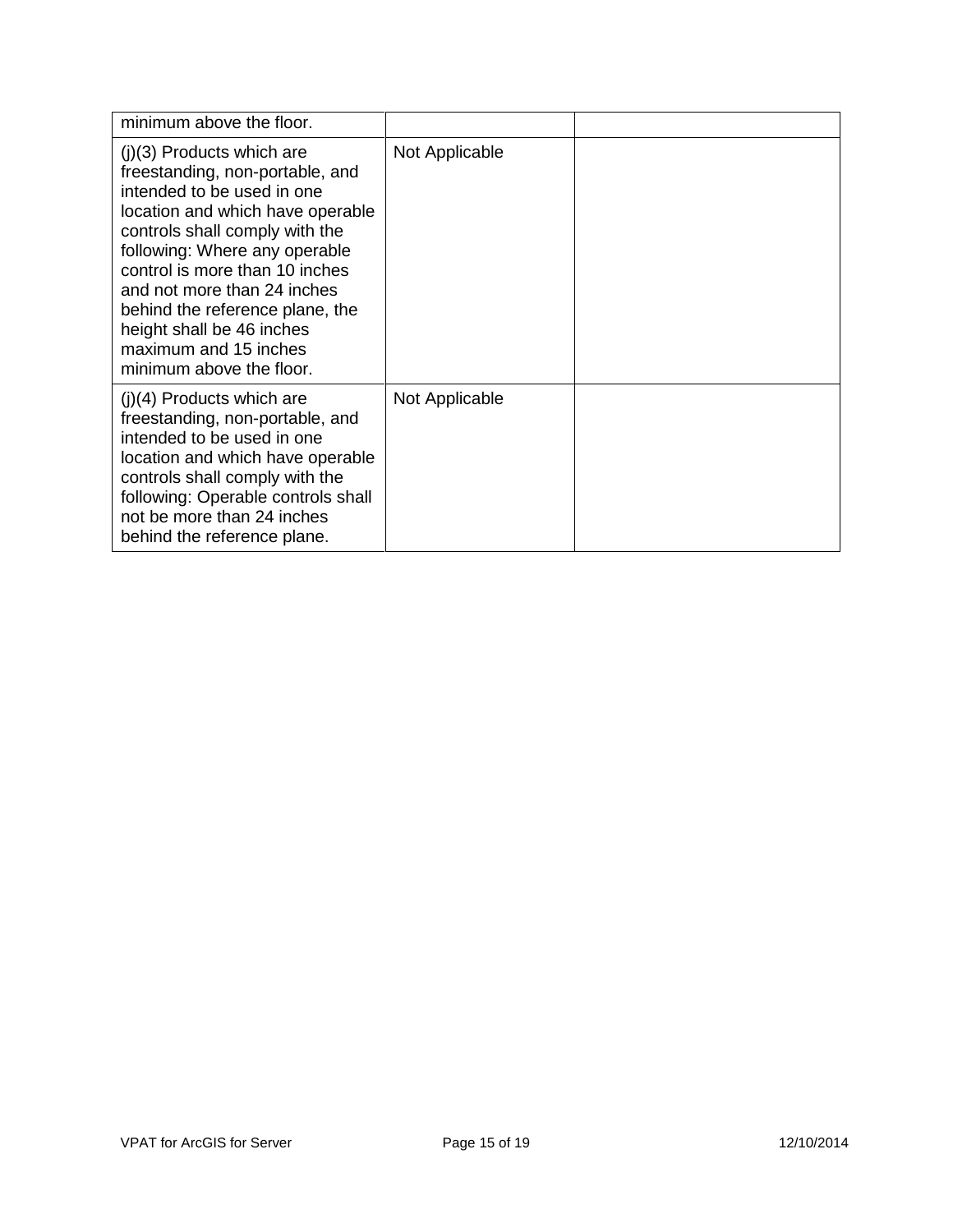| | | |
|---|---|---|
| minimum above the floor. | | |
| (j)(3) Products which are freestanding, non-portable, and intended to be used in one location and which have operable controls shall comply with the following: Where any operable control is more than 10 inches and not more than 24 inches behind the reference plane, the height shall be 46 inches maximum and 15 inches minimum above the floor. | Not Applicable | |
| (j)(4) Products which are freestanding, non-portable, and intended to be used in one location and which have operable controls shall comply with the following: Operable controls shall not be more than 24 inches behind the reference plane. | Not Applicable | |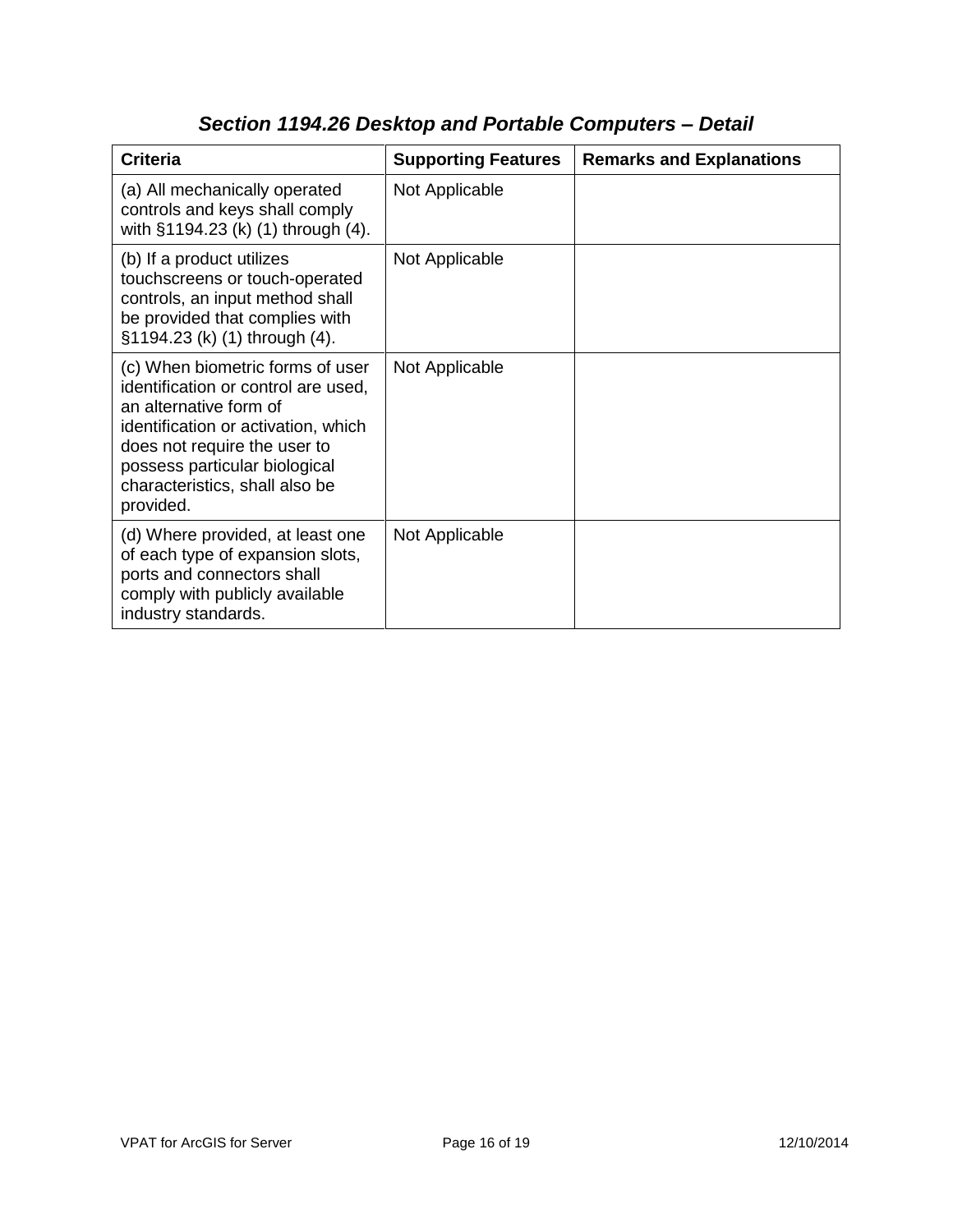## *Section 1194.26 Desktop and Portable Computers – Detail*

| Criteria | Supporting Features | Remarks and Explanations |
|---|---|---|
| (a) All mechanically operated controls and keys shall comply with §1194.23 (k) (1) through (4). | Not Applicable | |
| (b) If a product utilizes touchscreens or touch-operated controls, an input method shall be provided that complies with §1194.23 (k) (1) through (4). | Not Applicable | |
| (c) When biometric forms of user identification or control are used, an alternative form of identification or activation, which does not require the user to possess particular biological characteristics, shall also be provided. | Not Applicable | |
| (d) Where provided, at least one of each type of expansion slots, ports and connectors shall comply with publicly available industry standards. | Not Applicable | |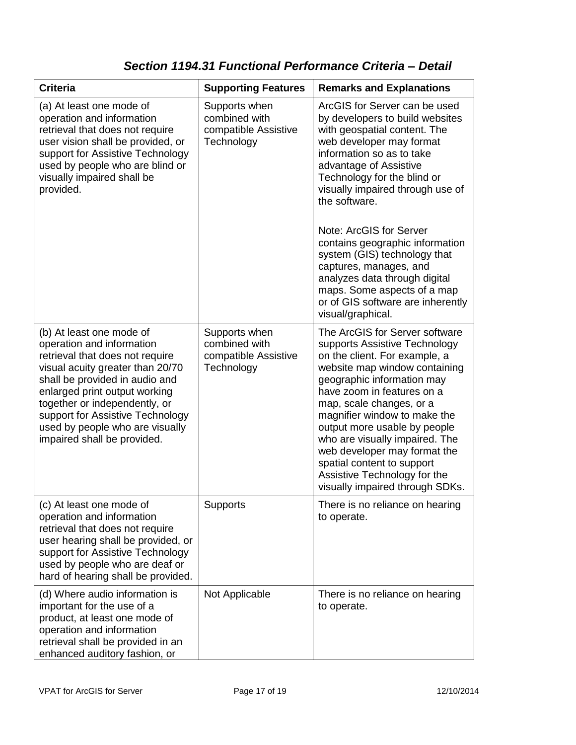## *Section 1194.31 Functional Performance Criteria – Detail*

| Criteria | Supporting Features | Remarks and Explanations |
|---|---|---|
| (a) At least one mode of operation and information retrieval that does not require user vision shall be provided, or support for Assistive Technology used by people who are blind or visually impaired shall be provided. | Supports when combined with compatible Assistive Technology | ArcGIS for Server can be used by developers to build websites with geospatial content. The web developer may format information so as to take advantage of Assistive Technology for the blind or visually impaired through use of the software.<br><br>Note: ArcGIS for Server contains geographic information system (GIS) technology that captures, manages, and analyzes data through digital maps. Some aspects of a map or of GIS software are inherently visual/graphical. |
| (b) At least one mode of operation and information retrieval that does not require visual acuity greater than 20/70 shall be provided in audio and enlarged print output working together or independently, or support for Assistive Technology used by people who are visually impaired shall be provided. | Supports when combined with compatible Assistive Technology | The ArcGIS for Server software supports Assistive Technology on the client. For example, a website map window containing geographic information may have zoom in features on a map, scale changes, or a magnifier window to make the output more usable by people who are visually impaired. The web developer may format the spatial content to support Assistive Technology for the visually impaired through SDKs. |
| (c) At least one mode of operation and information retrieval that does not require user hearing shall be provided, or support for Assistive Technology used by people who are deaf or hard of hearing shall be provided. | Supports | There is no reliance on hearing to operate. |
| (d) Where audio information is important for the use of a product, at least one mode of operation and information retrieval shall be provided in an enhanced auditory fashion, or | Not Applicable | There is no reliance on hearing to operate. |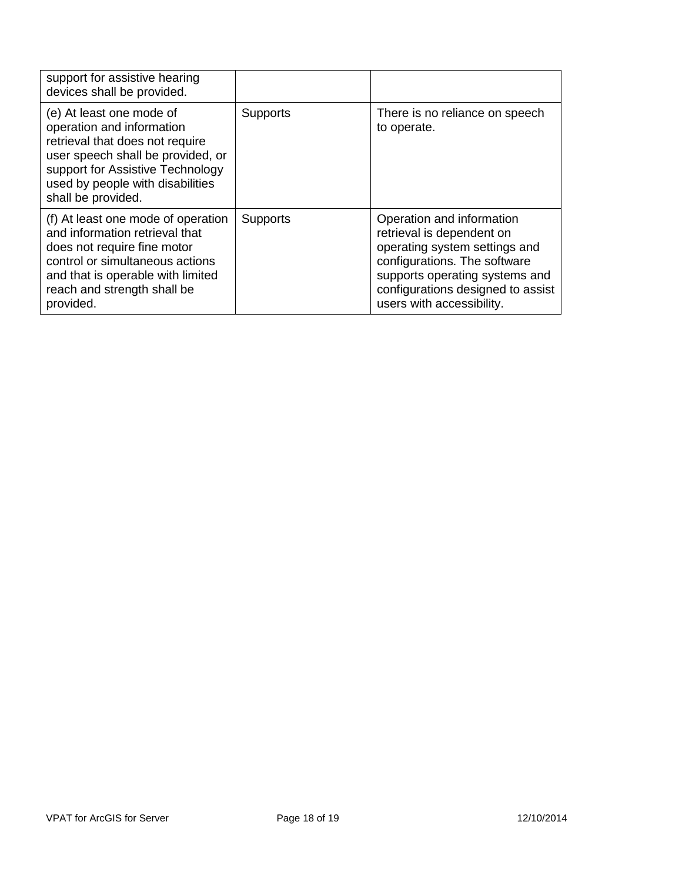| | | |
|---|---|---|
| support for assistive hearing devices shall be provided. | | |
| (e) At least one mode of operation and information retrieval that does not require user speech shall be provided, or support for Assistive Technology used by people with disabilities shall be provided. | Supports | There is no reliance on speech to operate. |
| (f) At least one mode of operation and information retrieval that does not require fine motor control or simultaneous actions and that is operable with limited reach and strength shall be provided. | Supports | Operation and information retrieval is dependent on operating system settings and configurations. The software supports operating systems and configurations designed to assist users with accessibility. |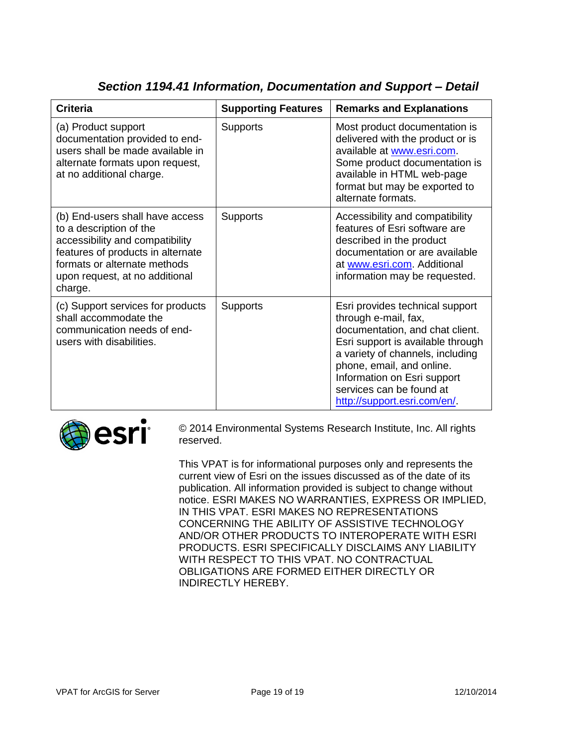### *Section 1194.41 Information, Documentation and Support – Detail*

| Criteria | Supporting Features | Remarks and Explanations |
|---|---|---|
| (a) Product support documentation provided to end-users shall be made available in alternate formats upon request, at no additional charge. | Supports | Most product documentation is delivered with the product or is available at www.esri.com. Some product documentation is available in HTML web-page format but may be exported to alternate formats. |
| (b) End-users shall have access to a description of the accessibility and compatibility features of products in alternate formats or alternate methods upon request, at no additional charge. | Supports | Accessibility and compatibility features of Esri software are described in the product documentation or are available at www.esri.com. Additional information may be requested. |
| (c) Support services for products shall accommodate the communication needs of end-users with disabilities. | Supports | Esri provides technical support through e-mail, fax, documentation, and chat client. Esri support is available through a variety of channels, including phone, email, and online. Information on Esri support services can be found at http://support.esri.com/en/. |

esri

© 2014 Environmental Systems Research Institute, Inc. All rights reserved.

This VPAT is for informational purposes only and represents the current view of Esri on the issues discussed as of the date of its publication. All information provided is subject to change without notice. ESRI MAKES NO WARRANTIES, EXPRESS OR IMPLIED, IN THIS VPAT. ESRI MAKES NO REPRESENTATIONS CONCERNING THE ABILITY OF ASSISTIVE TECHNOLOGY AND/OR OTHER PRODUCTS TO INTEROPERATE WITH ESRI PRODUCTS. ESRI SPECIFICALLY DISCLAIMS ANY LIABILITY WITH RESPECT TO THIS VPAT. NO CONTRACTUAL OBLIGATIONS ARE FORMED EITHER DIRECTLY OR INDIRECTLY HEREBY.